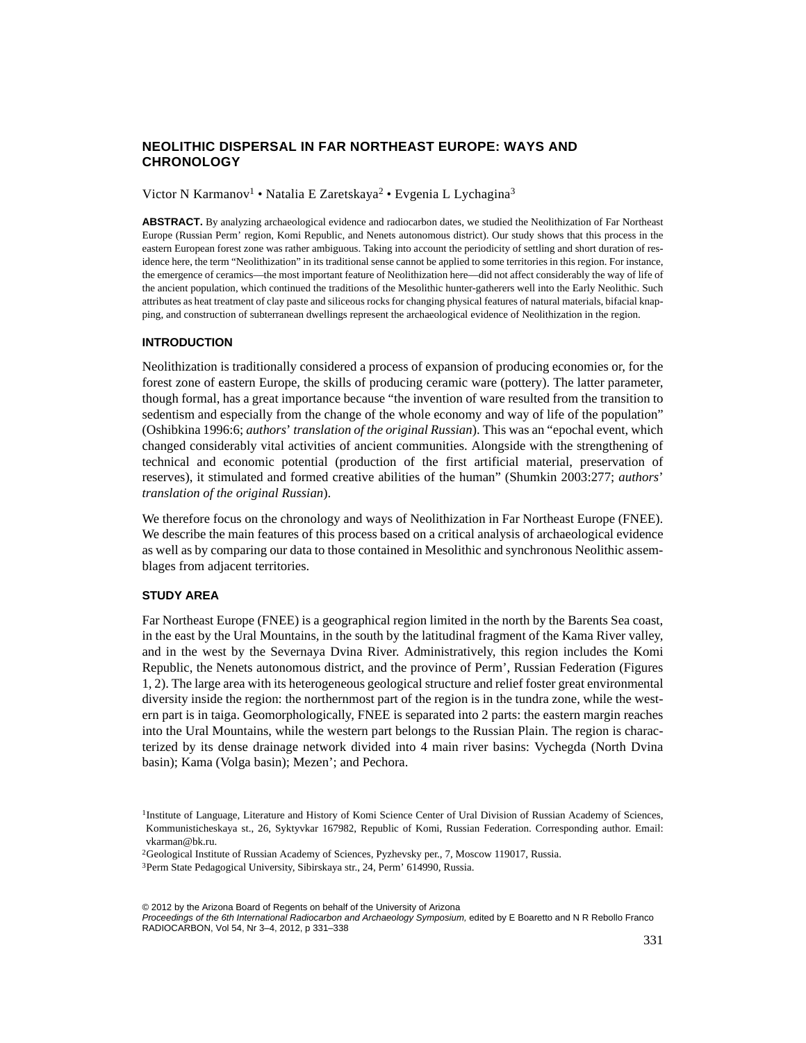# NEOLITHIC DISPERSAL IN FAR NORTHEAST EUROPE: WAYS AND CHRONOLOGY

Victor N Karmanov[1] • Natalia E Zaretskaya[2] • Evgenia L Lychagina[3]

**ABSTRACT.** By analyzing archaeological evidence and radiocarbon dates, we studied the Neolithization of Far Northeast Europe (Russian Perm' region, Komi Republic, and Nenets autonomous district). Our study shows that this process in the eastern European forest zone was rather ambiguous. Taking into account the periodicity of settling and short duration of residence here, the term "Neolithization" in its traditional sense cannot be applied to some territories in this region. For instance, the emergence of ceramics—the most important feature of Neolithization here—did not affect considerably the way of life of the ancient population, which continued the traditions of the Mesolithic hunter-gatherers well into the Early Neolithic. Such attributes as heat treatment of clay paste and siliceous rocks for changing physical features of natural materials, bifacial knapping, and construction of subterranean dwellings represent the archaeological evidence of Neolithization in the region.

## INTRODUCTION

Neolithization is traditionally considered a process of expansion of producing economies or, for the forest zone of eastern Europe, the skills of producing ceramic ware (pottery). The latter parameter, though formal, has a great importance because "the invention of ware resulted from the transition to sedentism and especially from the change of the whole economy and way of life of the population" (Oshibkina 1996:6; *authors' translation of the original Russian*). This was an "epochal event, which changed considerably vital activities of ancient communities. Alongside with the strengthening of technical and economic potential (production of the first artificial material, preservation of reserves), it stimulated and formed creative abilities of the human" (Shumkin 2003:277; *authors' translation of the original Russian*).

We therefore focus on the chronology and ways of Neolithization in Far Northeast Europe (FNEE). We describe the main features of this process based on a critical analysis of archaeological evidence as well as by comparing our data to those contained in Mesolithic and synchronous Neolithic assemblages from adjacent territories.

## STUDY AREA

Far Northeast Europe (FNEE) is a geographical region limited in the north by the Barents Sea coast, in the east by the Ural Mountains, in the south by the latitudinal fragment of the Kama River valley, and in the west by the Severnaya Dvina River. Administratively, this region includes the Komi Republic, the Nenets autonomous district, and the province of Perm', Russian Federation (Figures 1, 2). The large area with its heterogeneous geological structure and relief foster great environmental diversity inside the region: the northernmost part of the region is in the tundra zone, while the western part is in taiga. Geomorphologically, FNEE is separated into 2 parts: the eastern margin reaches into the Ural Mountains, while the western part belongs to the Russian Plain. The region is characterized by its dense drainage network divided into 4 main river basins: Vychegda (North Dvina basin); Kama (Volga basin); Mezen'; and Pechora.

[1]Institute of Language, Literature and History of Komi Science Center of Ural Division of Russian Academy of Sciences, Kommunisticheskaya st., 26, Syktyvkar 167982, Republic of Komi, Russian Federation. Corresponding author. Email: vkarman@bk.ru.

[2]Geological Institute of Russian Academy of Sciences, Pyzhevsky per., 7, Moscow 119017, Russia.

[3]Perm State Pedagogical University, Sibirskaya str., 24, Perm' 614990, Russia.

© 2012 by the Arizona Board of Regents on behalf of the University of Arizona
*Proceedings of the 6th International Radiocarbon and Archaeology Symposium,* edited by E Boaretto and N R Rebollo Franco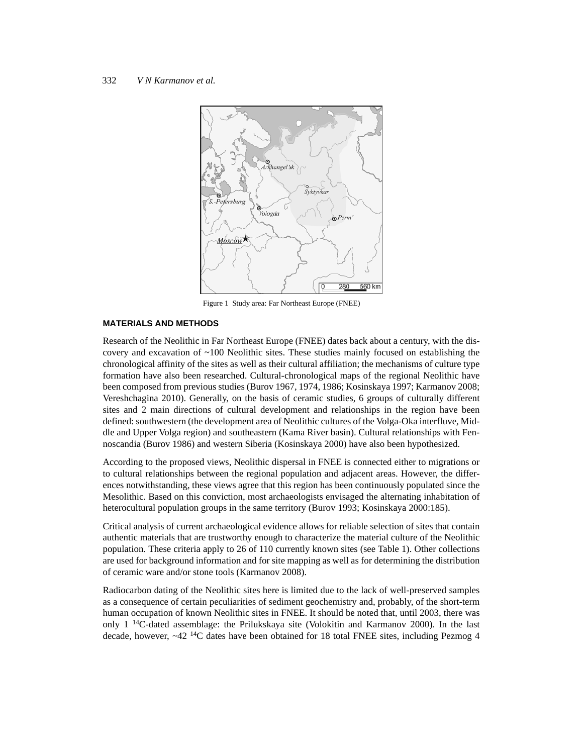Figure 1 Study area: Far Northeast Europe (FNEE)

## MATERIALS AND METHODS

Research of the Neolithic in Far Northeast Europe (FNEE) dates back about a century, with the discovery and excavation of ~100 Neolithic sites. These studies mainly focused on establishing the chronological affinity of the sites as well as their cultural affiliation; the mechanisms of culture type formation have also been researched. Cultural-chronological maps of the regional Neolithic have been composed from previous studies (Burov 1967, 1974, 1986; Kosinskaya 1997; Karmanov 2008; Vereshchagina 2010). Generally, on the basis of ceramic studies, 6 groups of culturally different sites and 2 main directions of cultural development and relationships in the region have been defined: southwestern (the development area of Neolithic cultures of the Volga-Oka interfluve, Middle and Upper Volga region) and southeastern (Kama River basin). Cultural relationships with Fennoscandia (Burov 1986) and western Siberia (Kosinskaya 2000) have also been hypothesized.

According to the proposed views, Neolithic dispersal in FNEE is connected either to migrations or to cultural relationships between the regional population and adjacent areas. However, the differences notwithstanding, these views agree that this region has been continuously populated since the Mesolithic. Based on this conviction, most archaeologists envisaged the alternating inhabitation of heterocultural population groups in the same territory (Burov 1993; Kosinskaya 2000:185).

Critical analysis of current archaeological evidence allows for reliable selection of sites that contain authentic materials that are trustworthy enough to characterize the material culture of the Neolithic population. These criteria apply to 26 of 110 currently known sites (see Table 1). Other collections are used for background information and for site mapping as well as for determining the distribution of ceramic ware and/or stone tools (Karmanov 2008).

Radiocarbon dating of the Neolithic sites here is limited due to the lack of well-preserved samples as a consequence of certain peculiarities of sediment geochemistry and, probably, of the short-term human occupation of known Neolithic sites in FNEE. It should be noted that, until 2003, there was only 1 $^{14}$C-dated assemblage: the Prilukskaya site (Volokitin and Karmanov 2000). In the last decade, however, ~42 $^{14}$C dates have been obtained for 18 total FNEE sites, including Pezmog 4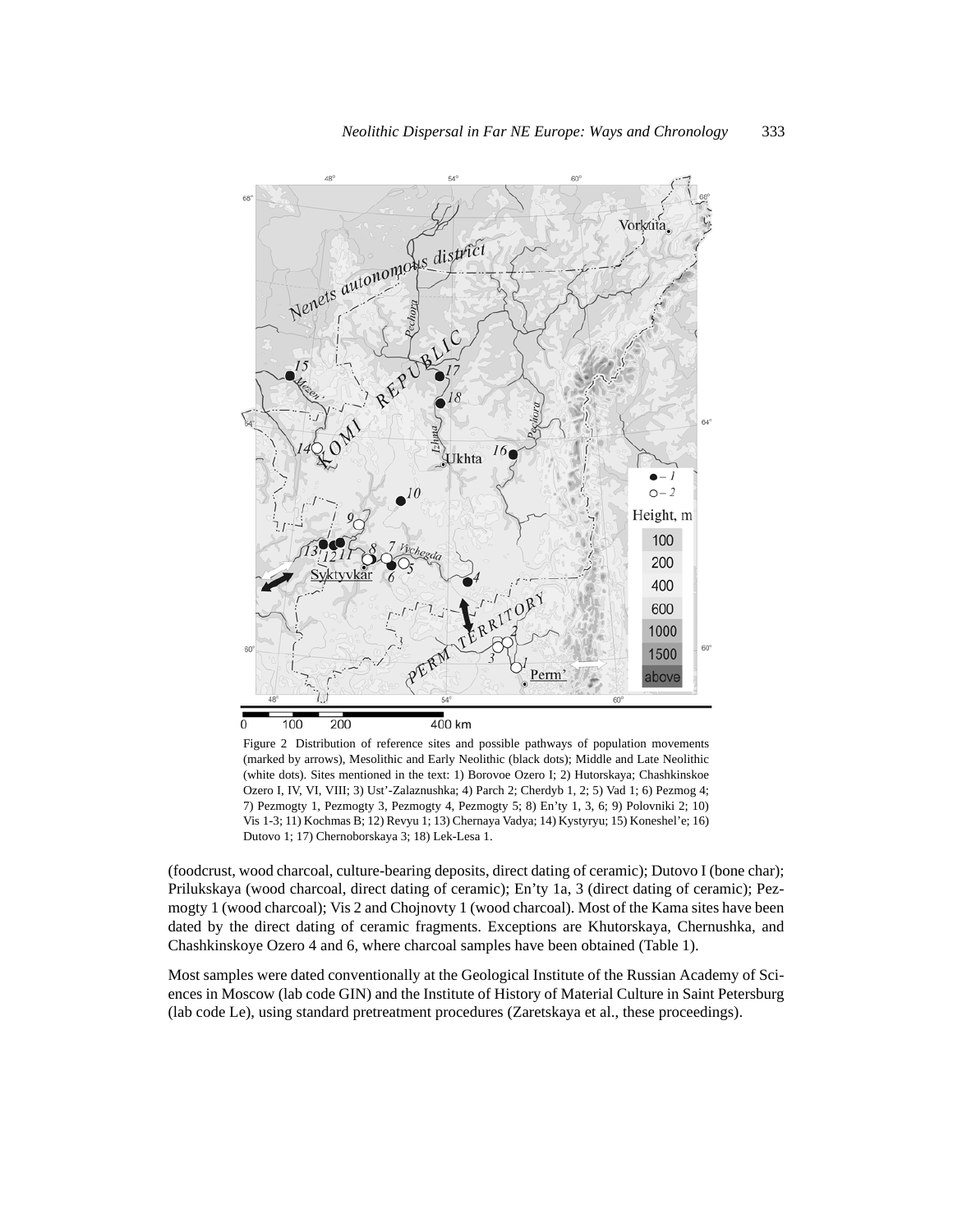Figure 2 Distribution of reference sites and possible pathways of population movements (marked by arrows), Mesolithic and Early Neolithic (black dots); Middle and Late Neolithic (white dots). Sites mentioned in the text: 1) Borovoe Ozero I; 2) Hutorskaya; Chashkinskoe Ozero I, IV, VI, VIII; 3) Ust'-Zalaznushka; 4) Parch 2; Cherdyb 1, 2; 5) Vad 1; 6) Pezmog 4; 7) Pezmogty 1, Pezmogty 3, Pezmogty 4, Pezmogty 5; 8) En'ty 1, 3, 6; 9) Polovniki 2; 10) Vis 1-3; 11) Kochmas B; 12) Revyu 1; 13) Chernaya Vadya; 14) Kystyryu; 15) Koneshel'e; 16) Dutovo 1; 17) Chernoborskaya 3; 18) Lek-Lesa 1.

(foodcrust, wood charcoal, culture-bearing deposits, direct dating of ceramic); Dutovo I (bone char); Prilukskaya (wood charcoal, direct dating of ceramic); En'ty 1a, 3 (direct dating of ceramic); Pezmogty 1 (wood charcoal); Vis 2 and Chojnovty 1 (wood charcoal). Most of the Kama sites have been dated by the direct dating of ceramic fragments. Exceptions are Khutorskaya, Chernushka, and Chashkinskoye Ozero 4 and 6, where charcoal samples have been obtained (Table 1).

Most samples were dated conventionally at the Geological Institute of the Russian Academy of Sciences in Moscow (lab code GIN) and the Institute of History of Material Culture in Saint Petersburg (lab code Le), using standard pretreatment procedures (Zaretskaya et al., these proceedings).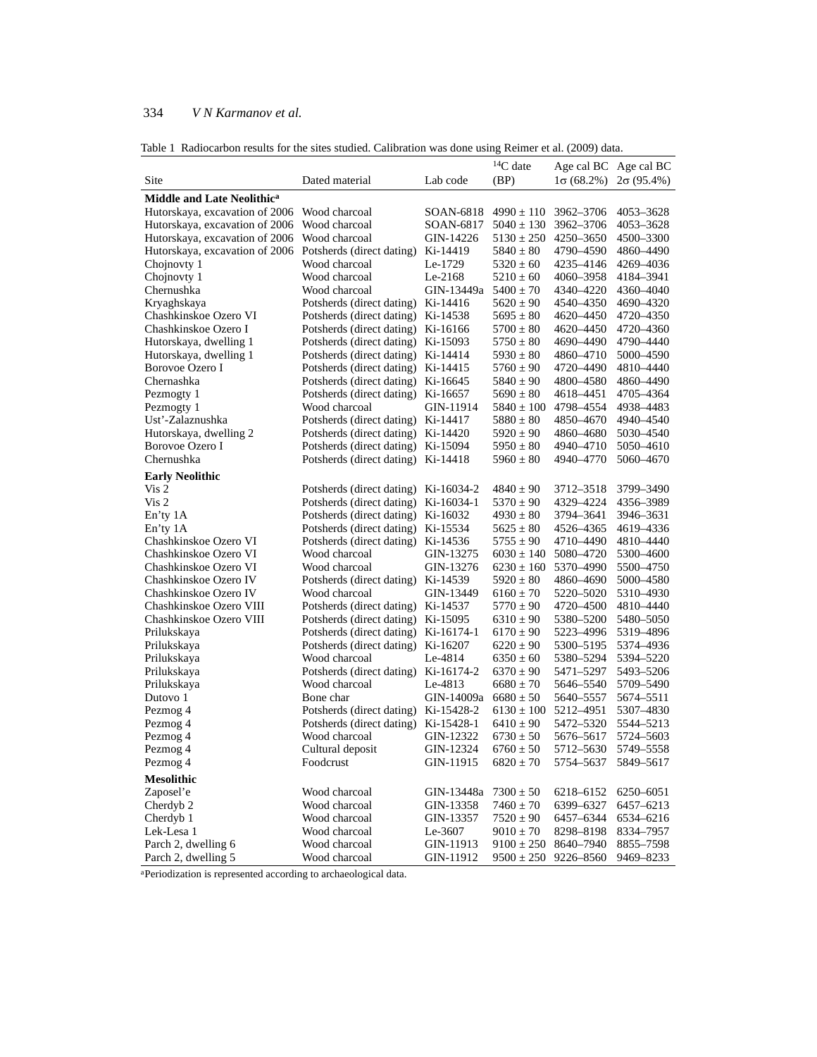Table 1 Radiocarbon results for the sites studied. Calibration was done using Reimer et al. (2009) data.

| Site | Dated material | Lab code | $^{14}C$ date (BP) | Age cal BC 1σ (68.2%) | Age cal BC 2σ (95.4%) |
|---|---|---|---|---|---|
| **Middle and Late Neolithic[a]** | | | | | |
| Hutorskaya, excavation of 2006 | Wood charcoal | SOAN-6818 | 4990 ± 110 | 3962–3706 | 4053–3628 |
| Hutorskaya, excavation of 2006 | Wood charcoal | SOAN-6817 | 5040 ± 130 | 3962–3706 | 4053–3628 |
| Hutorskaya, excavation of 2006 | Wood charcoal | GIN-14226 | 5130 ± 250 | 4250–3650 | 4500–3300 |
| Hutorskaya, excavation of 2006 | Potsherds (direct dating) | Ki-14419 | 5840 ± 80 | 4790–4590 | 4860–4490 |
| Chojnovty 1 | Wood charcoal | Le-1729 | 5320 ± 60 | 4235–4146 | 4269–4036 |
| Chojnovty 1 | Wood charcoal | Le-2168 | 5210 ± 60 | 4060–3958 | 4184–3941 |
| Chernushka | Wood charcoal | GIN-13449a | 5400 ± 70 | 4340–4220 | 4360–4040 |
| Kryaghskaya | Potsherds (direct dating) | Ki-14416 | 5620 ± 90 | 4540–4350 | 4690–4320 |
| Chashkinskoe Ozero VI | Potsherds (direct dating) | Ki-14538 | 5695 ± 80 | 4620–4450 | 4720–4350 |
| Chashkinskoe Ozero I | Potsherds (direct dating) | Ki-16166 | 5700 ± 80 | 4620–4450 | 4720–4360 |
| Hutorskaya, dwelling 1 | Potsherds (direct dating) | Ki-15093 | 5750 ± 80 | 4690–4490 | 4790–4440 |
| Hutorskaya, dwelling 1 | Potsherds (direct dating) | Ki-14414 | 5930 ± 80 | 4860–4710 | 5000–4590 |
| Borovoe Ozero I | Potsherds (direct dating) | Ki-14415 | 5760 ± 90 | 4720–4490 | 4810–4440 |
| Chernashka | Potsherds (direct dating) | Ki-16645 | 5840 ± 90 | 4800–4580 | 4860–4490 |
| Pezmogty 1 | Potsherds (direct dating) | Ki-16657 | 5690 ± 80 | 4618–4451 | 4705–4364 |
| Pezmogty 1 | Wood charcoal | GIN-11914 | 5840 ± 100 | 4798–4554 | 4938–4483 |
| Ust'-Zalaznushka | Potsherds (direct dating) | Ki-14417 | 5880 ± 80 | 4850–4670 | 4940–4540 |
| Hutorskaya, dwelling 2 | Potsherds (direct dating) | Ki-14420 | 5920 ± 90 | 4860–4680 | 5030–4540 |
| Borovoe Ozero I | Potsherds (direct dating) | Ki-15094 | 5950 ± 80 | 4940–4710 | 5050–4610 |
| Chernushka | Potsherds (direct dating) | Ki-14418 | 5960 ± 80 | 4940–4770 | 5060–4670 |
| **Early Neolithic** | | | | | |
| Vis 2 | Potsherds (direct dating) | Ki-16034-2 | 4840 ± 90 | 3712–3518 | 3799–3490 |
| Vis 2 | Potsherds (direct dating) | Ki-16034-1 | 5370 ± 90 | 4329–4224 | 4356–3989 |
| En'ty 1A | Potsherds (direct dating) | Ki-16032 | 4930 ± 80 | 3794–3641 | 3946–3631 |
| En'ty 1A | Potsherds (direct dating) | Ki-15534 | 5625 ± 80 | 4526–4365 | 4619–4336 |
| Chashkinskoe Ozero VI | Potsherds (direct dating) | Ki-14536 | 5755 ± 90 | 4710–4490 | 4810–4440 |
| Chashkinskoe Ozero VI | Wood charcoal | GIN-13275 | 6030 ± 140 | 5080–4720 | 5300–4600 |
| Chashkinskoe Ozero VI | Wood charcoal | GIN-13276 | 6230 ± 160 | 5370–4990 | 5500–4750 |
| Chashkinskoe Ozero IV | Potsherds (direct dating) | Ki-14539 | 5920 ± 80 | 4860–4690 | 5000–4580 |
| Chashkinskoe Ozero IV | Wood charcoal | GIN-13449 | 6160 ± 70 | 5220–5020 | 5310–4930 |
| Chashkinskoe Ozero VIII | Potsherds (direct dating) | Ki-14537 | 5770 ± 90 | 4720–4500 | 4810–4440 |
| Chashkinskoe Ozero VIII | Potsherds (direct dating) | Ki-15095 | 6310 ± 90 | 5380–5200 | 5480–5050 |
| Prilukskaya | Potsherds (direct dating) | Ki-16174-1 | 6170 ± 90 | 5223–4996 | 5319–4896 |
| Prilukskaya | Potsherds (direct dating) | Ki-16207 | 6220 ± 90 | 5300–5195 | 5374–4936 |
| Prilukskaya | Wood charcoal | Le-4814 | 6350 ± 60 | 5380–5294 | 5394–5220 |
| Prilukskaya | Potsherds (direct dating) | Ki-16174-2 | 6370 ± 90 | 5471–5297 | 5493–5206 |
| Prilukskaya | Wood charcoal | Le-4813 | 6680 ± 70 | 5646–5540 | 5709–5490 |
| Dutovo 1 | Bone char | GIN-14009a | 6680 ± 50 | 5640–5557 | 5674–5511 |
| Pezmog 4 | Potsherds (direct dating) | Ki-15428-2 | 6130 ± 100 | 5212–4951 | 5307–4830 |
| Pezmog 4 | Potsherds (direct dating) | Ki-15428-1 | 6410 ± 90 | 5472–5320 | 5544–5213 |
| Pezmog 4 | Wood charcoal | GIN-12322 | 6730 ± 50 | 5676–5617 | 5724–5603 |
| Pezmog 4 | Cultural deposit | GIN-12324 | 6760 ± 50 | 5712–5630 | 5749–5558 |
| Pezmog 4 | Foodcrust | GIN-11915 | 6820 ± 70 | 5754–5637 | 5849–5617 |
| **Mesolithic** | | | | | |
| Zaposel'e | Wood charcoal | GIN-13448a | 7300 ± 50 | 6218–6152 | 6250–6051 |
| Cherdyb 2 | Wood charcoal | GIN-13358 | 7460 ± 70 | 6399–6327 | 6457–6213 |
| Cherdyb 1 | Wood charcoal | GIN-13357 | 7520 ± 90 | 6457–6344 | 6534–6216 |
| Lek-Lesa 1 | Wood charcoal | Le-3607 | 9010 ± 70 | 8298–8198 | 8334–7957 |
| Parch 2, dwelling 6 | Wood charcoal | GIN-11913 | 9100 ± 250 | 8640–7940 | 8855–7598 |
| Parch 2, dwelling 5 | Wood charcoal | GIN-11912 | 9500 ± 250 | 9226–8560 | 9469–8233 |

[a]Periodization is represented according to archaeological data.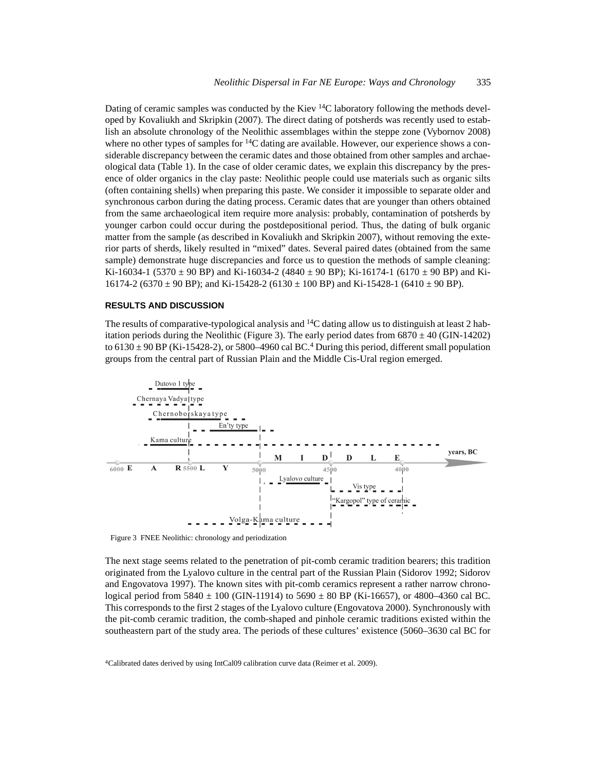Dating of ceramic samples was conducted by the Kiev $^{14}C$ laboratory following the methods developed by Kovaliukh and Skripkin (2007). The direct dating of potsherds was recently used to establish an absolute chronology of the Neolithic assemblages within the steppe zone (Vybornov 2008) where no other types of samples for $^{14}C$ dating are available. However, our experience shows a considerable discrepancy between the ceramic dates and those obtained from other samples and archaeological data (Table 1). In the case of older ceramic dates, we explain this discrepancy by the presence of older organics in the clay paste: Neolithic people could use materials such as organic silts (often containing shells) when preparing this paste. We consider it impossible to separate older and synchronous carbon during the dating process. Ceramic dates that are younger than others obtained from the same archaeological item require more analysis: probably, contamination of potsherds by younger carbon could occur during the postdepositional period. Thus, the dating of bulk organic matter from the sample (as described in Kovaliukh and Skripkin 2007), without removing the exterior parts of sherds, likely resulted in "mixed" dates. Several paired dates (obtained from the same sample) demonstrate huge discrepancies and force us to question the methods of sample cleaning: Ki-16034-1 (5370 ± 90 BP) and Ki-16034-2 (4840 ± 90 BP); Ki-16174-1 (6170 ± 90 BP) and Ki-16174-2 (6370 ± 90 BP); and Ki-15428-2 (6130 ± 100 BP) and Ki-15428-1 (6410 ± 90 BP).

## RESULTS AND DISCUSSION

The results of comparative-typological analysis and $^{14}C$ dating allow us to distinguish at least 2 habitation periods during the Neolithic (Figure 3). The early period dates from 6870 ± 40 (GIN-14202) to 6130 ± 90 BP (Ki-15428-2), or 5800–4960 cal BC.[4] During this period, different small population groups from the central part of Russian Plain and the Middle Cis-Ural region emerged.

Figure 3 FNEE Neolithic: chronology and periodization

The next stage seems related to the penetration of pit-comb ceramic tradition bearers; this tradition originated from the Lyalovo culture in the central part of the Russian Plain (Sidorov 1992; Sidorov and Engovatova 1997). The known sites with pit-comb ceramics represent a rather narrow chronological period from 5840 ± 100 (GIN-11914) to 5690 ± 80 BP (Ki-16657), or 4800–4360 cal BC. This corresponds to the first 2 stages of the Lyalovo culture (Engovatova 2000). Synchronously with the pit-comb ceramic tradition, the comb-shaped and pinhole ceramic traditions existed within the southeastern part of the study area. The periods of these cultures' existence (5060–3630 cal BC for

[4]Calibrated dates derived by using IntCal09 calibration curve data (Reimer et al. 2009).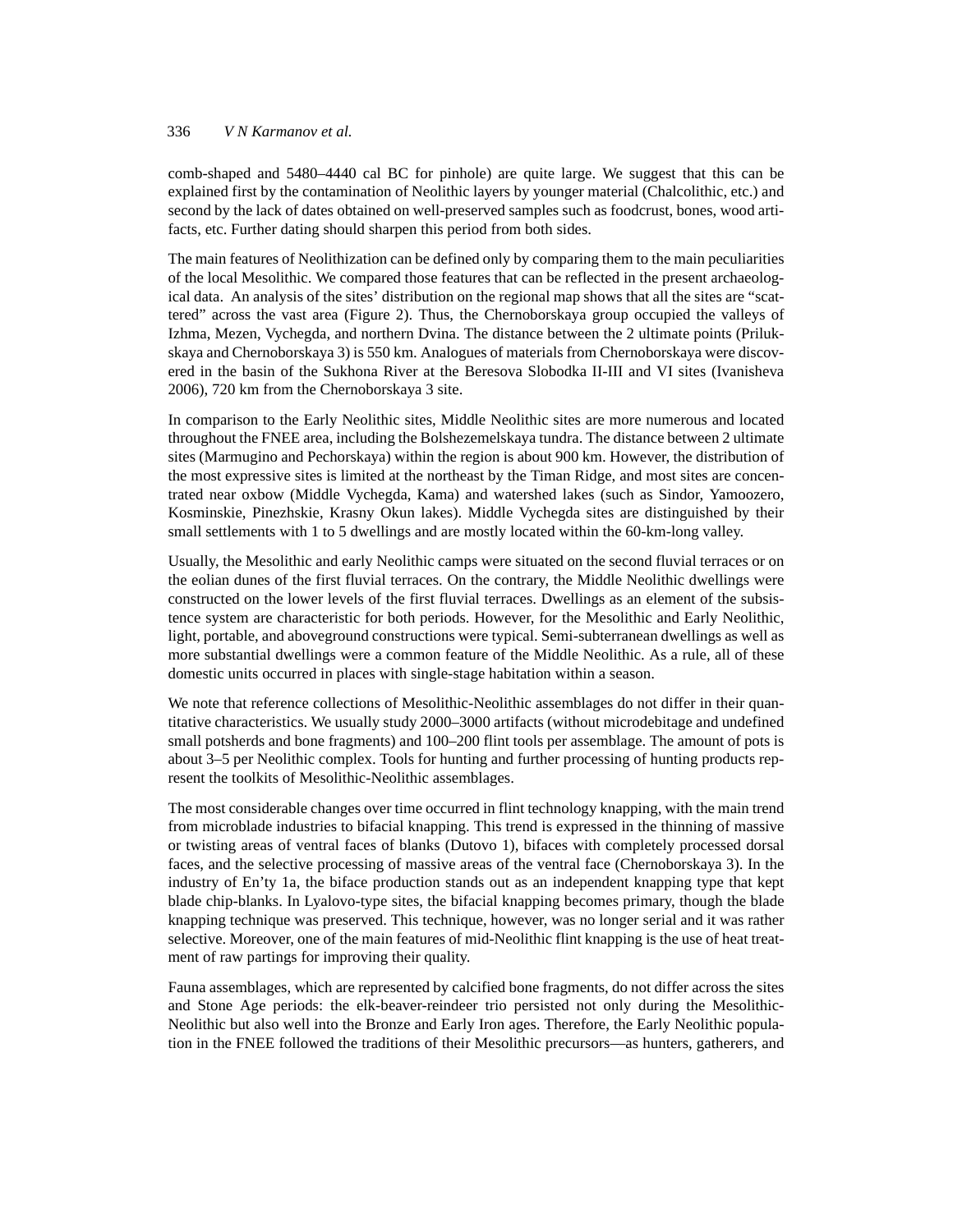comb-shaped and 5480–4440 cal BC for pinhole) are quite large. We suggest that this can be explained first by the contamination of Neolithic layers by younger material (Chalcolithic, etc.) and second by the lack of dates obtained on well-preserved samples such as foodcrust, bones, wood artifacts, etc. Further dating should sharpen this period from both sides.

The main features of Neolithization can be defined only by comparing them to the main peculiarities of the local Mesolithic. We compared those features that can be reflected in the present archaeological data. An analysis of the sites' distribution on the regional map shows that all the sites are "scattered" across the vast area (Figure 2). Thus, the Chernoborskaya group occupied the valleys of Izhma, Mezen, Vychegda, and northern Dvina. The distance between the 2 ultimate points (Prilukskaya and Chernoborskaya 3) is 550 km. Analogues of materials from Chernoborskaya were discovered in the basin of the Sukhona River at the Beresova Slobodka II-III and VI sites (Ivanisheva 2006), 720 km from the Chernoborskaya 3 site.

In comparison to the Early Neolithic sites, Middle Neolithic sites are more numerous and located throughout the FNEE area, including the Bolshezemelskaya tundra. The distance between 2 ultimate sites (Marmugino and Pechorskaya) within the region is about 900 km. However, the distribution of the most expressive sites is limited at the northeast by the Timan Ridge, and most sites are concentrated near oxbow (Middle Vychegda, Kama) and watershed lakes (such as Sindor, Yamoozero, Kosminskie, Pinezhskie, Krasny Okun lakes). Middle Vychegda sites are distinguished by their small settlements with 1 to 5 dwellings and are mostly located within the 60-km-long valley.

Usually, the Mesolithic and early Neolithic camps were situated on the second fluvial terraces or on the eolian dunes of the first fluvial terraces. On the contrary, the Middle Neolithic dwellings were constructed on the lower levels of the first fluvial terraces. Dwellings as an element of the subsistence system are characteristic for both periods. However, for the Mesolithic and Early Neolithic, light, portable, and aboveground constructions were typical. Semi-subterranean dwellings as well as more substantial dwellings were a common feature of the Middle Neolithic. As a rule, all of these domestic units occurred in places with single-stage habitation within a season.

We note that reference collections of Mesolithic-Neolithic assemblages do not differ in their quantitative characteristics. We usually study 2000–3000 artifacts (without microdebitage and undefined small potsherds and bone fragments) and 100–200 flint tools per assemblage. The amount of pots is about 3–5 per Neolithic complex. Tools for hunting and further processing of hunting products represent the toolkits of Mesolithic-Neolithic assemblages.

The most considerable changes over time occurred in flint technology knapping, with the main trend from microblade industries to bifacial knapping. This trend is expressed in the thinning of massive or twisting areas of ventral faces of blanks (Dutovo 1), bifaces with completely processed dorsal faces, and the selective processing of massive areas of the ventral face (Chernoborskaya 3). In the industry of En'ty 1a, the biface production stands out as an independent knapping type that kept blade chip-blanks. In Lyalovo-type sites, the bifacial knapping becomes primary, though the blade knapping technique was preserved. This technique, however, was no longer serial and it was rather selective. Moreover, one of the main features of mid-Neolithic flint knapping is the use of heat treatment of raw partings for improving their quality.

Fauna assemblages, which are represented by calcified bone fragments, do not differ across the sites and Stone Age periods: the elk-beaver-reindeer trio persisted not only during the Mesolithic-Neolithic but also well into the Bronze and Early Iron ages. Therefore, the Early Neolithic population in the FNEE followed the traditions of their Mesolithic precursors—as hunters, gatherers, and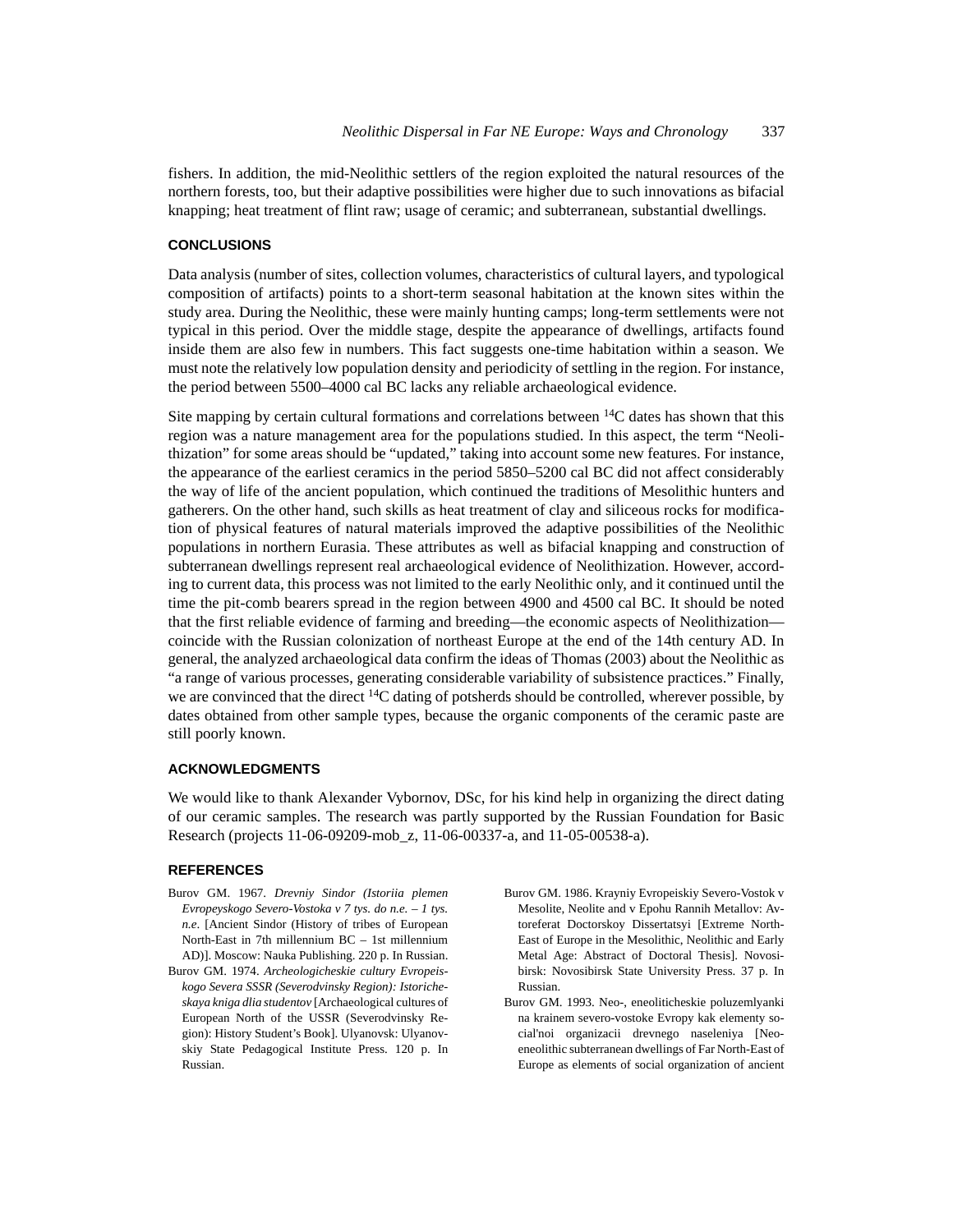fishers. In addition, the mid-Neolithic settlers of the region exploited the natural resources of the northern forests, too, but their adaptive possibilities were higher due to such innovations as bifacial knapping; heat treatment of flint raw; usage of ceramic; and subterranean, substantial dwellings.

## CONCLUSIONS

Data analysis (number of sites, collection volumes, characteristics of cultural layers, and typological composition of artifacts) points to a short-term seasonal habitation at the known sites within the study area. During the Neolithic, these were mainly hunting camps; long-term settlements were not typical in this period. Over the middle stage, despite the appearance of dwellings, artifacts found inside them are also few in numbers. This fact suggests one-time habitation within a season. We must note the relatively low population density and periodicity of settling in the region. For instance, the period between 5500–4000 cal BC lacks any reliable archaeological evidence.

Site mapping by certain cultural formations and correlations between $^{14}$C dates has shown that this region was a nature management area for the populations studied. In this aspect, the term "Neolithization" for some areas should be "updated," taking into account some new features. For instance, the appearance of the earliest ceramics in the period 5850–5200 cal BC did not affect considerably the way of life of the ancient population, which continued the traditions of Mesolithic hunters and gatherers. On the other hand, such skills as heat treatment of clay and siliceous rocks for modification of physical features of natural materials improved the adaptive possibilities of the Neolithic populations in northern Eurasia. These attributes as well as bifacial knapping and construction of subterranean dwellings represent real archaeological evidence of Neolithization. However, according to current data, this process was not limited to the early Neolithic only, and it continued until the time the pit-comb bearers spread in the region between 4900 and 4500 cal BC. It should be noted that the first reliable evidence of farming and breeding—the economic aspects of Neolithization—coincide with the Russian colonization of northeast Europe at the end of the 14th century AD. In general, the analyzed archaeological data confirm the ideas of Thomas (2003) about the Neolithic as "a range of various processes, generating considerable variability of subsistence practices." Finally, we are convinced that the direct $^{14}$C dating of potsherds should be controlled, wherever possible, by dates obtained from other sample types, because the organic components of the ceramic paste are still poorly known.

## ACKNOWLEDGMENTS

We would like to thank Alexander Vybornov, DSc, for his kind help in organizing the direct dating of our ceramic samples. The research was partly supported by the Russian Foundation for Basic Research (projects 11-06-09209-mob_z, 11-06-00337-a, and 11-05-00538-a).

## REFERENCES

Burov GM. 1967. *Drevniy Sindor (Istoriia plemen Evropeyskogo Severo-Vostoka v 7 tys. do n.e. – 1 tys. n.e.* [Ancient Sindor (History of tribes of European North-East in 7th millennium BC – 1st millennium AD)]. Moscow: Nauka Publishing. 220 p. In Russian.

Burov GM. 1974. *Archeologicheskie cultury Evropeiskogo Severa SSSR (Severodvinsky Region): Istoricheskaya kniga dlia studentov* [Archaeological cultures of European North of the USSR (Severodvinsky Region): History Student's Book]. Ulyanovsk: Ulyanovskiy State Pedagogical Institute Press. 120 p. In Russian.

Burov GM. 1986. Krayniy Evropeiskiy Severo-Vostok v Mesolite, Neolite and v Epohu Rannih Metallov: Avtoreferat Doctorskoy Dissertatsyi [Extreme North-East of Europe in the Mesolithic, Neolithic and Early Metal Age: Abstract of Doctoral Thesis]. Novosibirsk: Novosibirsk State University Press. 37 p. In Russian.

Burov GM. 1993. Neo-, eneoliticheskie poluzemlyanki na krainem severo-vostoke Evropy kak elementy social'noi organizacii drevnego naseleniya [Neo-eneolithic subterranean dwellings of Far North-East of Europe as elements of social organization of ancient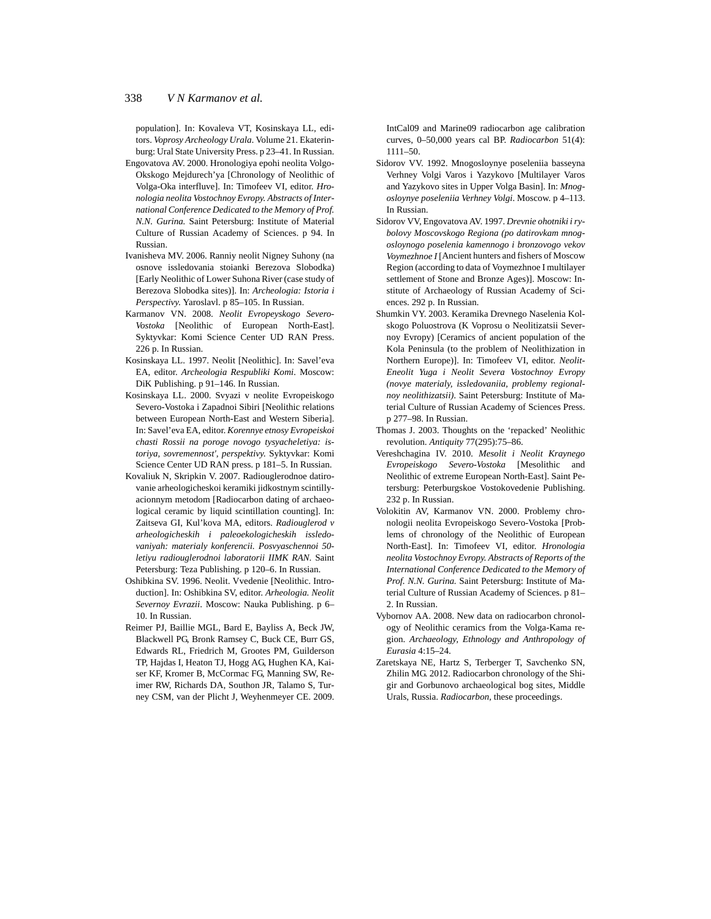population]. In: Kovaleva VT, Kosinskaya LL, editors. *Voprosy Archeology Urala*. Volume 21. Ekaterinburg: Ural State University Press. p 23–41. In Russian.

Engovatova AV. 2000. Hronologiya epohi neolita Volgo-Okskogo Mejdurech'ya [Chronology of Neolithic of Volga-Oka interfluve]. In: Timofeev VI, editor. *Hronologia neolita Vostochnoy Evropy. Abstracts of International Conference Dedicated to the Memory of Prof. N.N. Gurina.* Saint Petersburg: Institute of Material Culture of Russian Academy of Sciences. p 94. In Russian.

Ivanisheva MV. 2006. Ranniy neolit Nigney Suhony (na osnove issledovania stoianki Berezova Slobodka) [Early Neolithic of Lower Suhona River (case study of Berezova Slobodka sites)]. In: *Archeologia: Istoria i Perspectivy.* Yaroslavl. p 85–105. In Russian.

Karmanov VN. 2008. *Neolit Evropeyskogo Severo-Vostoka* [Neolithic of European North-East]. Syktyvkar: Komi Science Center UD RAN Press. 226 p. In Russian.

Kosinskaya LL. 1997. Neolit [Neolithic]. In: Savel'eva EA, editor. *Archeologia Respubliki Komi*. Moscow: DiK Publishing. p 91–146. In Russian.

Kosinskaya LL. 2000. Svyazi v neolite Evropeiskogo Severo-Vostoka i Zapadnoi Sibiri [Neolithic relations between European North-East and Western Siberia]. In: Savel'eva EA, editor. *Korennye etnosy Evropeiskoi chasti Rossii na poroge novogo tysyacheletiya: istoriya, sovremennost', perspektivy.* Syktyvkar: Komi Science Center UD RAN press. p 181–5. In Russian.

Kovaliuk N, Skripkin V. 2007. Radiouglerodnoe datirovanie arheologicheskoi keramiki jidkostnym scintillyacionnym metodom [Radiocarbon dating of archaeological ceramic by liquid scintillation counting]. In: Zaitseva GI, Kul'kova MA, editors. *Radiouglerod v arheologicheskih i paleoekologicheskih issledovaniyah: materialy konferencii. Posvyaschennoi 50-letiyu radiouglerodnoi laboratorii IIMK RAN*. Saint Petersburg: Teza Publishing. p 120–6. In Russian.

Oshibkina SV. 1996. Neolit. Vvedenie [Neolithic. Introduction]. In: Oshibkina SV, editor. *Arheologia. Neolit Severnoy Evrazii*. Moscow: Nauka Publishing. p 6–10. In Russian.

Reimer PJ, Baillie MGL, Bard E, Bayliss A, Beck JW, Blackwell PG, Bronk Ramsey C, Buck CE, Burr GS, Edwards RL, Friedrich M, Grootes PM, Guilderson TP, Hajdas I, Heaton TJ, Hogg AG, Hughen KA, Kaiser KF, Kromer B, McCormac FG, Manning SW, Reimer RW, Richards DA, Southon JR, Talamo S, Turney CSM, van der Plicht J, Weyhenmeyer CE. 2009. IntCal09 and Marine09 radiocarbon age calibration curves, 0–50,000 years cal BP. *Radiocarbon* 51(4): 1111–50.

Sidorov VV. 1992. Mnogosloynye poseleniia basseyna Verhney Volgi Varos i Yazykovo [Multilayer Varos and Yazykovo sites in Upper Volga Basin]. In: *Mnogosloynye poseleniia Verhney Volgi*. Moscow. p 4–113. In Russian.

Sidorov VV, Engovatova AV. 1997. *Drevnie ohotniki i rybolovy Moscovskogo Regiona (po datirovkam mnogosloynogo poselenia kamennogo i bronzovogo vekov Voymezhnoe I* [Ancient hunters and fishers of Moscow Region (according to data of Voymezhnoe I multilayer settlement of Stone and Bronze Ages)]. Moscow: Institute of Archaeology of Russian Academy of Sciences. 292 p. In Russian.

Shumkin VY. 2003. Keramika Drevnego Naselenia Kolskogo Poluostrova (K Voprosu o Neolitizatsii Severnoy Evropy) [Ceramics of ancient population of the Kola Peninsula (to the problem of Neolithization in Northern Europe)]. In: Timofeev VI, editor. *Neolit-Eneolit Yuga i Neolit Severa Vostochnoy Evropy (novye materialy, issledovaniia, problemy regionalnoy neolithizatsii)*. Saint Petersburg: Institute of Material Culture of Russian Academy of Sciences Press. p 277–98. In Russian.

Thomas J. 2003. Thoughts on the 'repacked' Neolithic revolution. *Antiquity* 77(295):75–86.

Vereshchagina IV. 2010. *Mesolit i Neolit Kraynego Evropeiskogo Severo-Vostoka* [Mesolithic and Neolithic of extreme European North-East]. Saint Petersburg: Peterburgskoe Vostokovedenie Publishing. 232 p. In Russian.

Volokitin AV, Karmanov VN. 2000. Problemy chronologii neolita Evropeiskogo Severo-Vostoka [Problems of chronology of the Neolithic of European North-East]. In: Timofeev VI, editor. *Hronologia neolita Vostochnoy Evropy. Abstracts of Reports of the International Conference Dedicated to the Memory of Prof. N.N. Gurina.* Saint Petersburg: Institute of Material Culture of Russian Academy of Sciences. p 81–2. In Russian.

Vybornov AA. 2008. New data on radiocarbon chronology of Neolithic ceramics from the Volga-Kama region. *Archaeology, Ethnology and Anthropology of Eurasia* 4:15–24.

Zaretskaya NE, Hartz S, Terberger T, Savchenko SN, Zhilin MG. 2012. Radiocarbon chronology of the Shigir and Gorbunovo archaeological bog sites, Middle Urals, Russia. *Radiocarbon*, these proceedings.